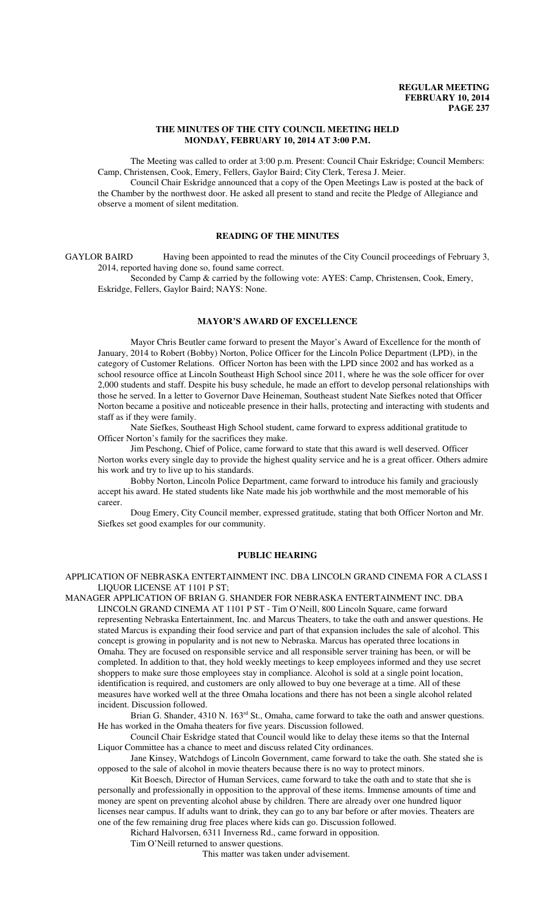# THE MINUTES OF THE CITY COUNCIL MEETING HELD MONDAY, FEBRUARY 10, 2014 AT 3:00 P.M.

The Meeting was called to order at 3:00 p.m. Present: Council Chair Eskridge; Council Members: Camp, Christensen, Cook, Emery, Fellers, Gaylor Baird; City Clerk, Teresa J. Meier.

Council Chair Eskridge announced that a copy of the Open Meetings Law is posted at the back of the Chamber by the northwest door. He asked all present to stand and recite the Pledge of Allegiance and observe a moment of silent meditation.

## READING OF THE MINUTES

GAYLOR BAIRD Having been appointed to read the minutes of the City Council proceedings of February 3, 2014, reported having done so, found same correct.

Seconded by Camp & carried by the following vote: AYES: Camp, Christensen, Cook, Emery, Eskridge, Fellers, Gaylor Baird; NAYS: None.

## MAYOR'S AWARD OF EXCELLENCE

Mayor Chris Beutler came forward to present the Mayor's Award of Excellence for the month of January, 2014 to Robert (Bobby) Norton, Police Officer for the Lincoln Police Department (LPD), in the category of Customer Relations. Officer Norton has been with the LPD since 2002 and has worked as a school resource office at Lincoln Southeast High School since 2011, where he was the sole officer for over 2,000 students and staff. Despite his busy schedule, he made an effort to develop personal relationships with those he served. In a letter to Governor Dave Heineman, Southeast student Nate Siefkes noted that Officer Norton became a positive and noticeable presence in their halls, protecting and interacting with students and staff as if they were family.

Nate Siefkes, Southeast High School student, came forward to express additional gratitude to Officer Norton's family for the sacrifices they make.

Jim Peschong, Chief of Police, came forward to state that this award is well deserved. Officer Norton works every single day to provide the highest quality service and he is a great officer. Others admire his work and try to live up to his standards.

Bobby Norton, Lincoln Police Department, came forward to introduce his family and graciously accept his award. He stated students like Nate made his job worthwhile and the most memorable of his career.

Doug Emery, City Council member, expressed gratitude, stating that both Officer Norton and Mr. Siefkes set good examples for our community.

## PUBLIC HEARING

APPLICATION OF NEBRASKA ENTERTAINMENT INC. DBA LINCOLN GRAND CINEMA FOR A CLASS I LIQUOR LICENSE AT 1101 P ST;

MANAGER APPLICATION OF BRIAN G. SHANDER FOR NEBRASKA ENTERTAINMENT INC. DBA LINCOLN GRAND CINEMA AT 1101 P ST - Tim O'Neill, 800 Lincoln Square, came forward representing Nebraska Entertainment, Inc. and Marcus Theaters, to take the oath and answer questions. He stated Marcus is expanding their food service and part of that expansion includes the sale of alcohol. This concept is growing in popularity and is not new to Nebraska. Marcus has operated three locations in Omaha. They are focused on responsible service and all responsible server training has been, or will be completed. In addition to that, they hold weekly meetings to keep employees informed and they use secret shoppers to make sure those employees stay in compliance. Alcohol is sold at a single point location, identification is required, and customers are only allowed to buy one beverage at a time. All of these measures have worked well at the three Omaha locations and there has not been a single alcohol related incident. Discussion followed.

Brian G. Shander, 4310 N. 163rd St., Omaha, came forward to take the oath and answer questions. He has worked in the Omaha theaters for five years. Discussion followed.

Council Chair Eskridge stated that Council would like to delay these items so that the Internal Liquor Committee has a chance to meet and discuss related City ordinances.

Jane Kinsey, Watchdogs of Lincoln Government, came forward to take the oath. She stated she is opposed to the sale of alcohol in movie theaters because there is no way to protect minors.

Kit Boesch, Director of Human Services, came forward to take the oath and to state that she is personally and professionally in opposition to the approval of these items. Immense amounts of time and money are spent on preventing alcohol abuse by children. There are already over one hundred liquor licenses near campus. If adults want to drink, they can go to any bar before or after movies. Theaters are one of the few remaining drug free places where kids can go. Discussion followed.

Richard Halvorsen, 6311 Inverness Rd., came forward in opposition.

Tim O'Neill returned to answer questions.

This matter was taken under advisement.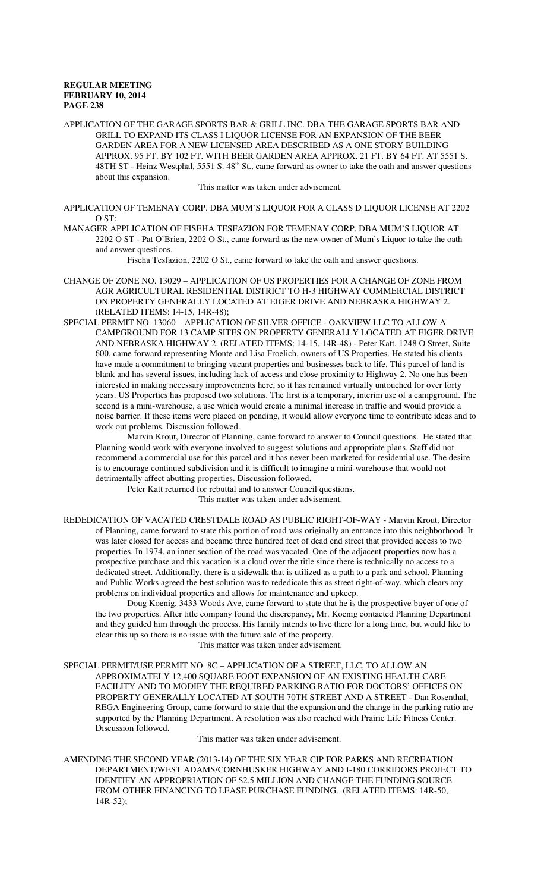APPLICATION OF THE GARAGE SPORTS BAR & GRILL INC. DBA THE GARAGE SPORTS BAR AND GRILL TO EXPAND ITS CLASS I LIQUOR LICENSE FOR AN EXPANSION OF THE BEER GARDEN AREA FOR A NEW LICENSED AREA DESCRIBED AS A ONE STORY BUILDING APPROX. 95 FT. BY 102 FT. WITH BEER GARDEN AREA APPROX. 21 FT. BY 64 FT. AT 5551 S. 48TH ST - Heinz Westphal, 5551 S. 48th St., came forward as owner to take the oath and answer questions about this expansion.

This matter was taken under advisement.

APPLICATION OF TEMENAY CORP. DBA MUM'S LIQUOR FOR A CLASS D LIQUOR LICENSE AT 2202 O ST;

MANAGER APPLICATION OF FISEHA TESFAZION FOR TEMENAY CORP. DBA MUM'S LIQUOR AT 2202 O ST - Pat O'Brien, 2202 O St., came forward as the new owner of Mum's Liquor to take the oath and answer questions.

Fiseha Tesfazion, 2202 O St., came forward to take the oath and answer questions.

CHANGE OF ZONE NO. 13029 – APPLICATION OF US PROPERTIES FOR A CHANGE OF ZONE FROM AGR AGRICULTURAL RESIDENTIAL DISTRICT TO H-3 HIGHWAY COMMERCIAL DISTRICT ON PROPERTY GENERALLY LOCATED AT EIGER DRIVE AND NEBRASKA HIGHWAY 2. (RELATED ITEMS: 14-15, 14R-48);

SPECIAL PERMIT NO. 13060 – APPLICATION OF SILVER OFFICE - OAKVIEW LLC TO ALLOW A CAMPGROUND FOR 13 CAMP SITES ON PROPERTY GENERALLY LOCATED AT EIGER DRIVE AND NEBRASKA HIGHWAY 2. (RELATED ITEMS: 14-15, 14R-48) - Peter Katt, 1248 O Street, Suite 600, came forward representing Monte and Lisa Froelich, owners of US Properties. He stated his clients have made a commitment to bringing vacant properties and businesses back to life. This parcel of land is blank and has several issues, including lack of access and close proximity to Highway 2. No one has been interested in making necessary improvements here, so it has remained virtually untouched for over forty years. US Properties has proposed two solutions. The first is a temporary, interim use of a campground. The second is a mini-warehouse, a use which would create a minimal increase in traffic and would provide a noise barrier. If these items were placed on pending, it would allow everyone time to contribute ideas and to work out problems. Discussion followed.

Marvin Krout, Director of Planning, came forward to answer to Council questions. He stated that Planning would work with everyone involved to suggest solutions and appropriate plans. Staff did not recommend a commercial use for this parcel and it has never been marketed for residential use. The desire is to encourage continued subdivision and it is difficult to imagine a mini-warehouse that would not detrimentally affect abutting properties. Discussion followed.

Peter Katt returned for rebuttal and to answer Council questions.

This matter was taken under advisement.

REDEDICATION OF VACATED CRESTDALE ROAD AS PUBLIC RIGHT-OF-WAY - Marvin Krout, Director of Planning, came forward to state this portion of road was originally an entrance into this neighborhood. It was later closed for access and became three hundred feet of dead end street that provided access to two properties. In 1974, an inner section of the road was vacated. One of the adjacent properties now has a prospective purchase and this vacation is a cloud over the title since there is technically no access to a dedicated street. Additionally, there is a sidewalk that is utilized as a path to a park and school. Planning and Public Works agreed the best solution was to rededicate this as street right-of-way, which clears any problems on individual properties and allows for maintenance and upkeep.

Doug Koenig, 3433 Woods Ave, came forward to state that he is the prospective buyer of one of the two properties. After title company found the discrepancy, Mr. Koenig contacted Planning Department and they guided him through the process. His family intends to live there for a long time, but would like to clear this up so there is no issue with the future sale of the property.

This matter was taken under advisement.

SPECIAL PERMIT/USE PERMIT NO. 8C – APPLICATION OF A STREET, LLC, TO ALLOW AN APPROXIMATELY 12,400 SQUARE FOOT EXPANSION OF AN EXISTING HEALTH CARE FACILITY AND TO MODIFY THE REQUIRED PARKING RATIO FOR DOCTORS' OFFICES ON PROPERTY GENERALLY LOCATED AT SOUTH 70TH STREET AND A STREET - Dan Rosenthal, REGA Engineering Group, came forward to state that the expansion and the change in the parking ratio are supported by the Planning Department. A resolution was also reached with Prairie Life Fitness Center. Discussion followed.

This matter was taken under advisement.

AMENDING THE SECOND YEAR (2013-14) OF THE SIX YEAR CIP FOR PARKS AND RECREATION DEPARTMENT/WEST ADAMS/CORNHUSKER HIGHWAY AND I-180 CORRIDORS PROJECT TO IDENTIFY AN APPROPRIATION OF $2.5 MILLION AND CHANGE THE FUNDING SOURCE FROM OTHER FINANCING TO LEASE PURCHASE FUNDING. (RELATED ITEMS: 14R-50, 14R-52);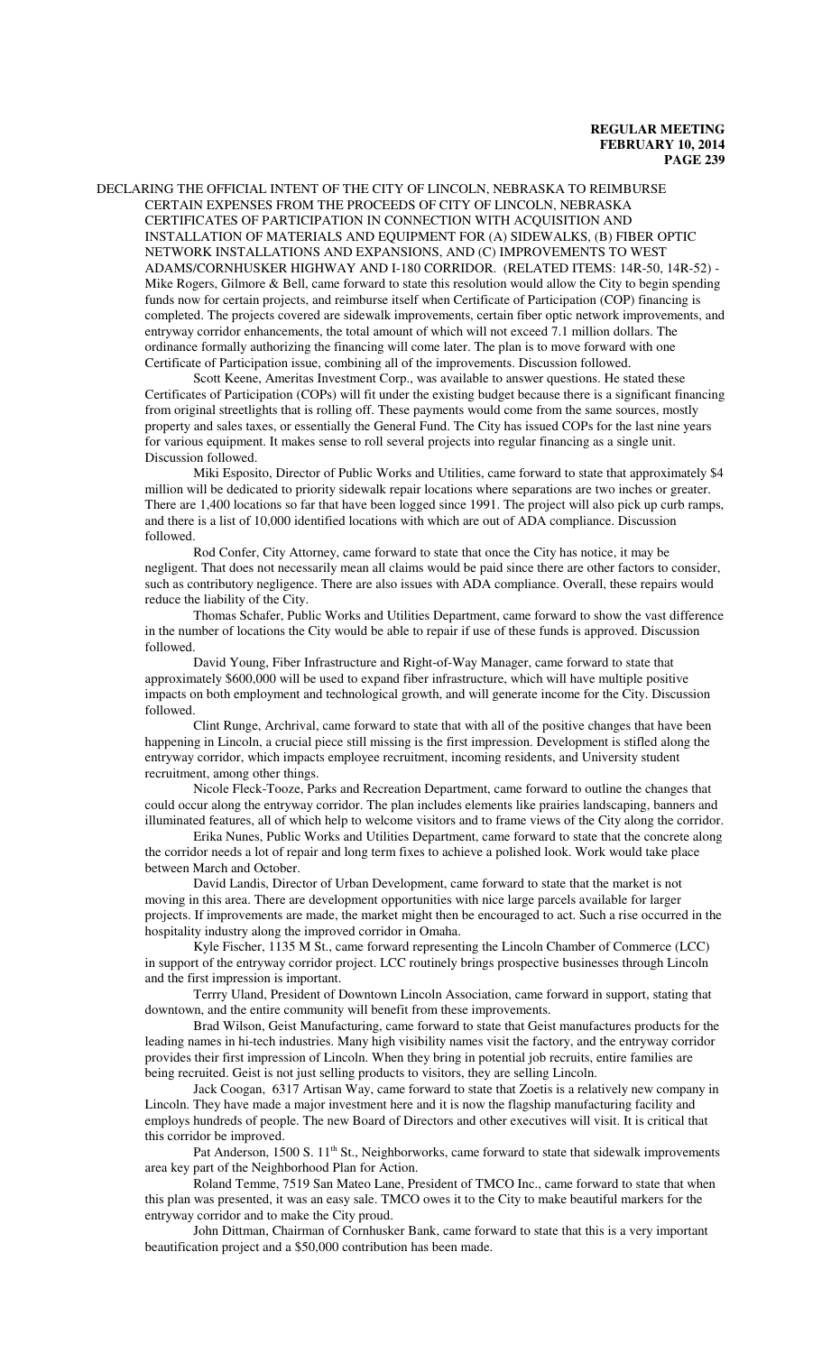DECLARING THE OFFICIAL INTENT OF THE CITY OF LINCOLN, NEBRASKA TO REIMBURSE CERTAIN EXPENSES FROM THE PROCEEDS OF CITY OF LINCOLN, NEBRASKA CERTIFICATES OF PARTICIPATION IN CONNECTION WITH ACQUISITION AND INSTALLATION OF MATERIALS AND EQUIPMENT FOR (A) SIDEWALKS, (B) FIBER OPTIC NETWORK INSTALLATIONS AND EXPANSIONS, AND (C) IMPROVEMENTS TO WEST ADAMS/CORNHUSKER HIGHWAY AND I-180 CORRIDOR. (RELATED ITEMS: 14R-50, 14R-52) - Mike Rogers, Gilmore & Bell, came forward to state this resolution would allow the City to begin spending funds now for certain projects, and reimburse itself when Certificate of Participation (COP) financing is completed. The projects covered are sidewalk improvements, certain fiber optic network improvements, and entryway corridor enhancements, the total amount of which will not exceed 7.1 million dollars. The ordinance formally authorizing the financing will come later. The plan is to move forward with one Certificate of Participation issue, combining all of the improvements. Discussion followed.

Scott Keene, Ameritas Investment Corp., was available to answer questions. He stated these Certificates of Participation (COPs) will fit under the existing budget because there is a significant financing from original streetlights that is rolling off. These payments would come from the same sources, mostly property and sales taxes, or essentially the General Fund. The City has issued COPs for the last nine years for various equipment. It makes sense to roll several projects into regular financing as a single unit. Discussion followed.

Miki Esposito, Director of Public Works and Utilities, came forward to state that approximately $4 million will be dedicated to priority sidewalk repair locations where separations are two inches or greater. There are 1,400 locations so far that have been logged since 1991. The project will also pick up curb ramps, and there is a list of 10,000 identified locations with which are out of ADA compliance. Discussion followed.

Rod Confer, City Attorney, came forward to state that once the City has notice, it may be negligent. That does not necessarily mean all claims would be paid since there are other factors to consider, such as contributory negligence. There are also issues with ADA compliance. Overall, these repairs would reduce the liability of the City.

Thomas Schafer, Public Works and Utilities Department, came forward to show the vast difference in the number of locations the City would be able to repair if use of these funds is approved. Discussion followed.

David Young, Fiber Infrastructure and Right-of-Way Manager, came forward to state that approximately $600,000 will be used to expand fiber infrastructure, which will have multiple positive impacts on both employment and technological growth, and will generate income for the City. Discussion followed.

Clint Runge, Archrival, came forward to state that with all of the positive changes that have been happening in Lincoln, a crucial piece still missing is the first impression. Development is stifled along the entryway corridor, which impacts employee recruitment, incoming residents, and University student recruitment, among other things.

Nicole Fleck-Tooze, Parks and Recreation Department, came forward to outline the changes that could occur along the entryway corridor. The plan includes elements like prairies landscaping, banners and illuminated features, all of which help to welcome visitors and to frame views of the City along the corridor.

Erika Nunes, Public Works and Utilities Department, came forward to state that the concrete along the corridor needs a lot of repair and long term fixes to achieve a polished look. Work would take place between March and October.

David Landis, Director of Urban Development, came forward to state that the market is not moving in this area. There are development opportunities with nice large parcels available for larger projects. If improvements are made, the market might then be encouraged to act. Such a rise occurred in the hospitality industry along the improved corridor in Omaha.

Kyle Fischer, 1135 M St., came forward representing the Lincoln Chamber of Commerce (LCC) in support of the entryway corridor project. LCC routinely brings prospective businesses through Lincoln and the first impression is important.

Terrry Uland, President of Downtown Lincoln Association, came forward in support, stating that downtown, and the entire community will benefit from these improvements.

Brad Wilson, Geist Manufacturing, came forward to state that Geist manufactures products for the leading names in hi-tech industries. Many high visibility names visit the factory, and the entryway corridor provides their first impression of Lincoln. When they bring in potential job recruits, entire families are being recruited. Geist is not just selling products to visitors, they are selling Lincoln.

Jack Coogan, 6317 Artisan Way, came forward to state that Zoetis is a relatively new company in Lincoln. They have made a major investment here and it is now the flagship manufacturing facility and employs hundreds of people. The new Board of Directors and other executives will visit. It is critical that this corridor be improved.

Pat Anderson, 1500 S. 11th St., Neighborworks, came forward to state that sidewalk improvements area key part of the Neighborhood Plan for Action.

Roland Temme, 7519 San Mateo Lane, President of TMCO Inc., came forward to state that when this plan was presented, it was an easy sale. TMCO owes it to the City to make beautiful markers for the entryway corridor and to make the City proud.

John Dittman, Chairman of Cornhusker Bank, came forward to state that this is a very important beautification project and a $50,000 contribution has been made.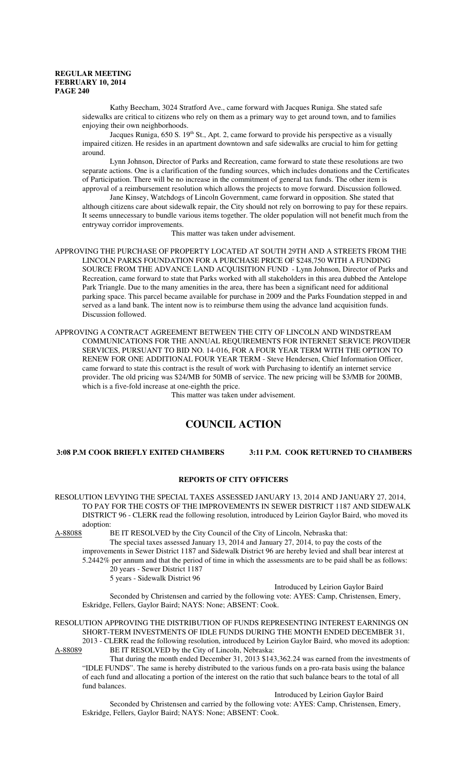Kathy Beecham, 3024 Stratford Ave., came forward with Jacques Runiga. She stated safe sidewalks are critical to citizens who rely on them as a primary way to get around town, and to families enjoying their own neighborhoods.

Jacques Runiga, 650 S. 19th St., Apt. 2, came forward to provide his perspective as a visually impaired citizen. He resides in an apartment downtown and safe sidewalks are crucial to him for getting around.

Lynn Johnson, Director of Parks and Recreation, came forward to state these resolutions are two separate actions. One is a clarification of the funding sources, which includes donations and the Certificates of Participation. There will be no increase in the commitment of general tax funds. The other item is approval of a reimbursement resolution which allows the projects to move forward. Discussion followed.

Jane Kinsey, Watchdogs of Lincoln Government, came forward in opposition. She stated that although citizens care about sidewalk repair, the City should not rely on borrowing to pay for these repairs. It seems unnecessary to bundle various items together. The older population will not benefit much from the entryway corridor improvements.

This matter was taken under advisement.

APPROVING THE PURCHASE OF PROPERTY LOCATED AT SOUTH 29TH AND A STREETS FROM THE LINCOLN PARKS FOUNDATION FOR A PURCHASE PRICE OF $248,750 WITH A FUNDING SOURCE FROM THE ADVANCE LAND ACQUISITION FUND - Lynn Johnson, Director of Parks and Recreation, came forward to state that Parks worked with all stakeholders in this area dubbed the Antelope Park Triangle. Due to the many amenities in the area, there has been a significant need for additional parking space. This parcel became available for purchase in 2009 and the Parks Foundation stepped in and served as a land bank. The intent now is to reimburse them using the advance land acquisition funds. Discussion followed.

APPROVING A CONTRACT AGREEMENT BETWEEN THE CITY OF LINCOLN AND WINDSTREAM COMMUNICATIONS FOR THE ANNUAL REQUIREMENTS FOR INTERNET SERVICE PROVIDER SERVICES, PURSUANT TO BID NO. 14-016, FOR A FOUR YEAR TERM WITH THE OPTION TO RENEW FOR ONE ADDITIONAL FOUR YEAR TERM - Steve Hendersen, Chief Information Officer, came forward to state this contract is the result of work with Purchasing to identify an internet service provider. The old pricing was $24/MB for 50MB of service. The new pricing will be $3/MB for 200MB, which is a five-fold increase at one-eighth the price.

This matter was taken under advisement.

# COUNCIL ACTION

**3:08 P.M COOK BRIEFLY EXITED CHAMBERS     3:11 P.M. COOK RETURNED TO CHAMBERS**

### REPORTS OF CITY OFFICERS

RESOLUTION LEVYING THE SPECIAL TAXES ASSESSED JANUARY 13, 2014 AND JANUARY 27, 2014, TO PAY FOR THE COSTS OF THE IMPROVEMENTS IN SEWER DISTRICT 1187 AND SIDEWALK DISTRICT 96 - CLERK read the following resolution, introduced by Leirion Gaylor Baird, who moved its adoption:

A-88088     BE IT RESOLVED by the City Council of the City of Lincoln, Nebraska that:

The special taxes assessed January 13, 2014 and January 27, 2014, to pay the costs of the improvements in Sewer District 1187 and Sidewalk District 96 are hereby levied and shall bear interest at 5.2442% per annum and that the period of time in which the assessments are to be paid shall be as follows:

20 years - Sewer District 1187

5 years - Sidewalk District 96

Introduced by Leirion Gaylor Baird

Seconded by Christensen and carried by the following vote: AYES: Camp, Christensen, Emery, Eskridge, Fellers, Gaylor Baird; NAYS: None; ABSENT: Cook.

RESOLUTION APPROVING THE DISTRIBUTION OF FUNDS REPRESENTING INTEREST EARNINGS ON SHORT-TERM INVESTMENTS OF IDLE FUNDS DURING THE MONTH ENDED DECEMBER 31, 2013 - CLERK read the following resolution, introduced by Leirion Gaylor Baird, who moved its adoption:

A-88089     BE IT RESOLVED by the City of Lincoln, Nebraska:

That during the month ended December 31, 2013 $143,362.24 was earned from the investments of "IDLE FUNDS". The same is hereby distributed to the various funds on a pro-rata basis using the balance of each fund and allocating a portion of the interest on the ratio that such balance bears to the total of all fund balances.

Introduced by Leirion Gaylor Baird

Seconded by Christensen and carried by the following vote: AYES: Camp, Christensen, Emery, Eskridge, Fellers, Gaylor Baird; NAYS: None; ABSENT: Cook.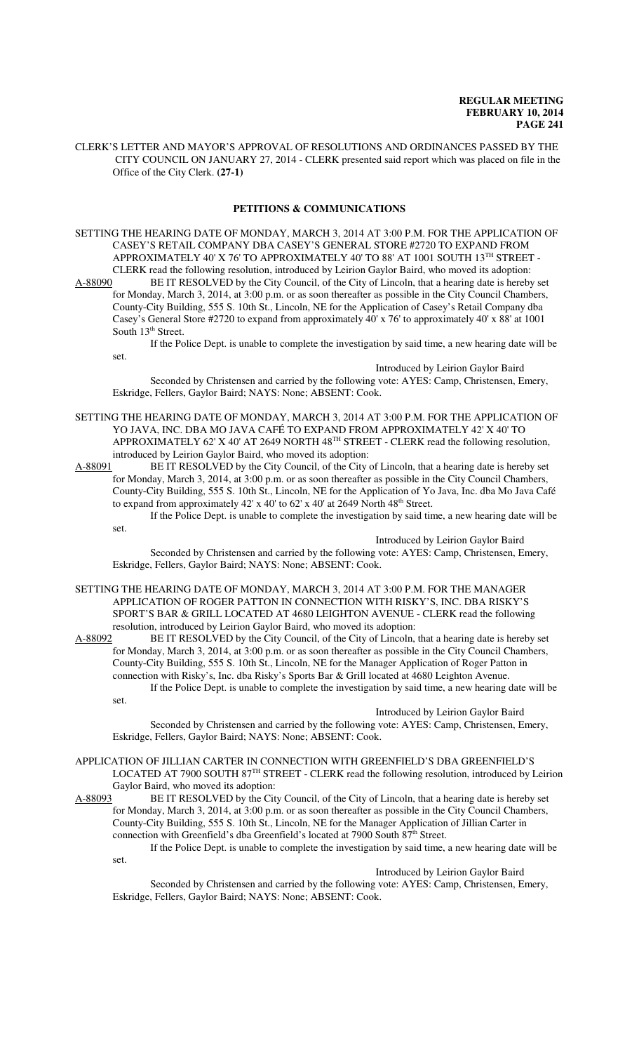CLERK'S LETTER AND MAYOR'S APPROVAL OF RESOLUTIONS AND ORDINANCES PASSED BY THE CITY COUNCIL ON JANUARY 27, 2014 - CLERK presented said report which was placed on file in the Office of the City Clerk. **(27-1)**

## PETITIONS & COMMUNICATIONS

SETTING THE HEARING DATE OF MONDAY, MARCH 3, 2014 AT 3:00 P.M. FOR THE APPLICATION OF CASEY'S RETAIL COMPANY DBA CASEY'S GENERAL STORE #2720 TO EXPAND FROM APPROXIMATELY 40' X 76' TO APPROXIMATELY 40' TO 88' AT 1001 SOUTH 13TH STREET - CLERK read the following resolution, introduced by Leirion Gaylor Baird, who moved its adoption:

A-88090 BE IT RESOLVED by the City Council, of the City of Lincoln, that a hearing date is hereby set for Monday, March 3, 2014, at 3:00 p.m. or as soon thereafter as possible in the City Council Chambers, County-City Building, 555 S. 10th St., Lincoln, NE for the Application of Casey's Retail Company dba Casey's General Store #2720 to expand from approximately 40' x 76' to approximately 40' x 88' at 1001 South 13th Street.

If the Police Dept. is unable to complete the investigation by said time, a new hearing date will be set.

Introduced by Leirion Gaylor Baird

Seconded by Christensen and carried by the following vote: AYES: Camp, Christensen, Emery, Eskridge, Fellers, Gaylor Baird; NAYS: None; ABSENT: Cook.

SETTING THE HEARING DATE OF MONDAY, MARCH 3, 2014 AT 3:00 P.M. FOR THE APPLICATION OF YO JAVA, INC. DBA MO JAVA CAFÉ TO EXPAND FROM APPROXIMATELY 42' X 40' TO APPROXIMATELY 62' X 40' AT 2649 NORTH 48TH STREET - CLERK read the following resolution, introduced by Leirion Gaylor Baird, who moved its adoption:

A-88091 BE IT RESOLVED by the City Council, of the City of Lincoln, that a hearing date is hereby set for Monday, March 3, 2014, at 3:00 p.m. or as soon thereafter as possible in the City Council Chambers, County-City Building, 555 S. 10th St., Lincoln, NE for the Application of Yo Java, Inc. dba Mo Java Café to expand from approximately 42' x 40' to 62' x 40' at 2649 North 48th Street.

If the Police Dept. is unable to complete the investigation by said time, a new hearing date will be set.

Introduced by Leirion Gaylor Baird

Seconded by Christensen and carried by the following vote: AYES: Camp, Christensen, Emery, Eskridge, Fellers, Gaylor Baird; NAYS: None; ABSENT: Cook.

SETTING THE HEARING DATE OF MONDAY, MARCH 3, 2014 AT 3:00 P.M. FOR THE MANAGER APPLICATION OF ROGER PATTON IN CONNECTION WITH RISKY'S, INC. DBA RISKY'S SPORT'S BAR & GRILL LOCATED AT 4680 LEIGHTON AVENUE - CLERK read the following resolution, introduced by Leirion Gaylor Baird, who moved its adoption:

A-88092 BE IT RESOLVED by the City Council, of the City of Lincoln, that a hearing date is hereby set for Monday, March 3, 2014, at 3:00 p.m. or as soon thereafter as possible in the City Council Chambers, County-City Building, 555 S. 10th St., Lincoln, NE for the Manager Application of Roger Patton in connection with Risky's, Inc. dba Risky's Sports Bar & Grill located at 4680 Leighton Avenue.

If the Police Dept. is unable to complete the investigation by said time, a new hearing date will be set.

Introduced by Leirion Gaylor Baird

Seconded by Christensen and carried by the following vote: AYES: Camp, Christensen, Emery, Eskridge, Fellers, Gaylor Baird; NAYS: None; ABSENT: Cook.

APPLICATION OF JILLIAN CARTER IN CONNECTION WITH GREENFIELD'S DBA GREENFIELD'S LOCATED AT 7900 SOUTH 87TH STREET - CLERK read the following resolution, introduced by Leirion Gaylor Baird, who moved its adoption:

A-88093 BE IT RESOLVED by the City Council, of the City of Lincoln, that a hearing date is hereby set for Monday, March 3, 2014, at 3:00 p.m. or as soon thereafter as possible in the City Council Chambers, County-City Building, 555 S. 10th St., Lincoln, NE for the Manager Application of Jillian Carter in connection with Greenfield's dba Greenfield's located at 7900 South 87th Street.

If the Police Dept. is unable to complete the investigation by said time, a new hearing date will be set.

Introduced by Leirion Gaylor Baird

Seconded by Christensen and carried by the following vote: AYES: Camp, Christensen, Emery, Eskridge, Fellers, Gaylor Baird; NAYS: None; ABSENT: Cook.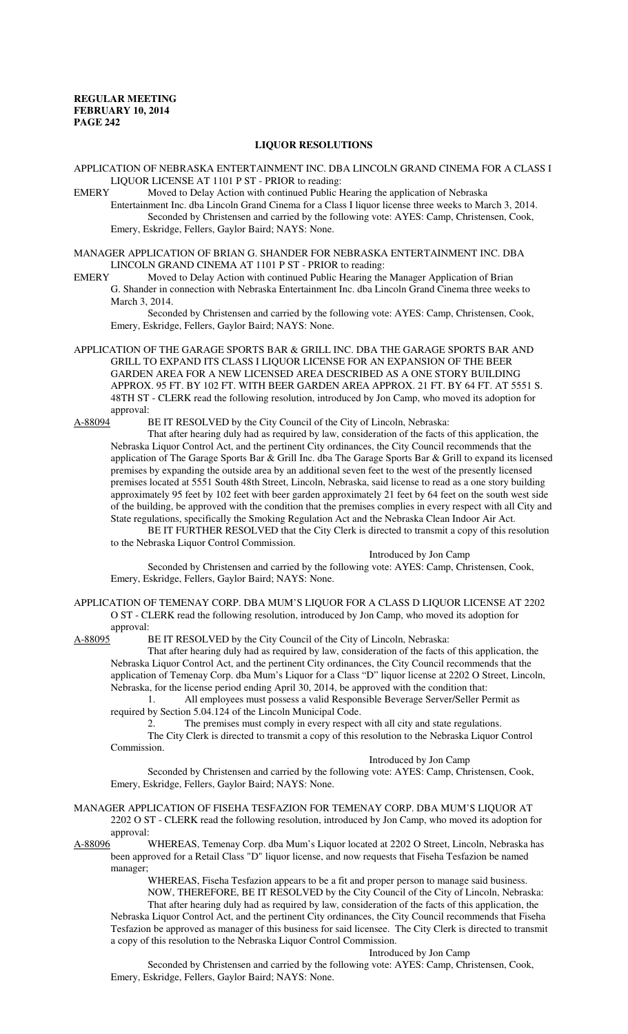## LIQUOR RESOLUTIONS

APPLICATION OF NEBRASKA ENTERTAINMENT INC. DBA LINCOLN GRAND CINEMA FOR A CLASS I LIQUOR LICENSE AT 1101 P ST - PRIOR to reading:

EMERY Moved to Delay Action with continued Public Hearing the application of Nebraska Entertainment Inc. dba Lincoln Grand Cinema for a Class I liquor license three weeks to March 3, 2014.

Seconded by Christensen and carried by the following vote: AYES: Camp, Christensen, Cook, Emery, Eskridge, Fellers, Gaylor Baird; NAYS: None.

MANAGER APPLICATION OF BRIAN G. SHANDER FOR NEBRASKA ENTERTAINMENT INC. DBA LINCOLN GRAND CINEMA AT 1101 P ST - PRIOR to reading:

EMERY Moved to Delay Action with continued Public Hearing the Manager Application of Brian G. Shander in connection with Nebraska Entertainment Inc. dba Lincoln Grand Cinema three weeks to March 3, 2014.

Seconded by Christensen and carried by the following vote: AYES: Camp, Christensen, Cook, Emery, Eskridge, Fellers, Gaylor Baird; NAYS: None.

APPLICATION OF THE GARAGE SPORTS BAR & GRILL INC. DBA THE GARAGE SPORTS BAR AND GRILL TO EXPAND ITS CLASS I LIQUOR LICENSE FOR AN EXPANSION OF THE BEER GARDEN AREA FOR A NEW LICENSED AREA DESCRIBED AS A ONE STORY BUILDING APPROX. 95 FT. BY 102 FT. WITH BEER GARDEN AREA APPROX. 21 FT. BY 64 FT. AT 5551 S. 48TH ST - CLERK read the following resolution, introduced by Jon Camp, who moved its adoption for approval:

A-88094 BE IT RESOLVED by the City Council of the City of Lincoln, Nebraska:

That after hearing duly had as required by law, consideration of the facts of this application, the Nebraska Liquor Control Act, and the pertinent City ordinances, the City Council recommends that the application of The Garage Sports Bar & Grill Inc. dba The Garage Sports Bar & Grill to expand its licensed premises by expanding the outside area by an additional seven feet to the west of the presently licensed premises located at 5551 South 48th Street, Lincoln, Nebraska, said license to read as a one story building approximately 95 feet by 102 feet with beer garden approximately 21 feet by 64 feet on the south west side of the building, be approved with the condition that the premises complies in every respect with all City and State regulations, specifically the Smoking Regulation Act and the Nebraska Clean Indoor Air Act.

BE IT FURTHER RESOLVED that the City Clerk is directed to transmit a copy of this resolution to the Nebraska Liquor Control Commission.

Introduced by Jon Camp

Seconded by Christensen and carried by the following vote: AYES: Camp, Christensen, Cook, Emery, Eskridge, Fellers, Gaylor Baird; NAYS: None.

APPLICATION OF TEMENAY CORP. DBA MUM'S LIQUOR FOR A CLASS D LIQUOR LICENSE AT 2202 O ST - CLERK read the following resolution, introduced by Jon Camp, who moved its adoption for approval:

A-88095 BE IT RESOLVED by the City Council of the City of Lincoln, Nebraska:

That after hearing duly had as required by law, consideration of the facts of this application, the Nebraska Liquor Control Act, and the pertinent City ordinances, the City Council recommends that the application of Temenay Corp. dba Mum's Liquor for a Class "D" liquor license at 2202 O Street, Lincoln, Nebraska, for the license period ending April 30, 2014, be approved with the condition that:

1. All employees must possess a valid Responsible Beverage Server/Seller Permit as required by Section 5.04.124 of the Lincoln Municipal Code.
2. The premises must comply in every respect with all city and state regulations.

The City Clerk is directed to transmit a copy of this resolution to the Nebraska Liquor Control Commission.

Introduced by Jon Camp

Seconded by Christensen and carried by the following vote: AYES: Camp, Christensen, Cook, Emery, Eskridge, Fellers, Gaylor Baird; NAYS: None.

MANAGER APPLICATION OF FISEHA TESFAZION FOR TEMENAY CORP. DBA MUM'S LIQUOR AT 2202 O ST - CLERK read the following resolution, introduced by Jon Camp, who moved its adoption for approval:

A-88096 WHEREAS, Temenay Corp. dba Mum's Liquor located at 2202 O Street, Lincoln, Nebraska has been approved for a Retail Class "D" liquor license, and now requests that Fiseha Tesfazion be named manager;

WHEREAS, Fiseha Tesfazion appears to be a fit and proper person to manage said business.

NOW, THEREFORE, BE IT RESOLVED by the City Council of the City of Lincoln, Nebraska:

That after hearing duly had as required by law, consideration of the facts of this application, the Nebraska Liquor Control Act, and the pertinent City ordinances, the City Council recommends that Fiseha Tesfazion be approved as manager of this business for said licensee. The City Clerk is directed to transmit a copy of this resolution to the Nebraska Liquor Control Commission.

Introduced by Jon Camp

Seconded by Christensen and carried by the following vote: AYES: Camp, Christensen, Cook, Emery, Eskridge, Fellers, Gaylor Baird; NAYS: None.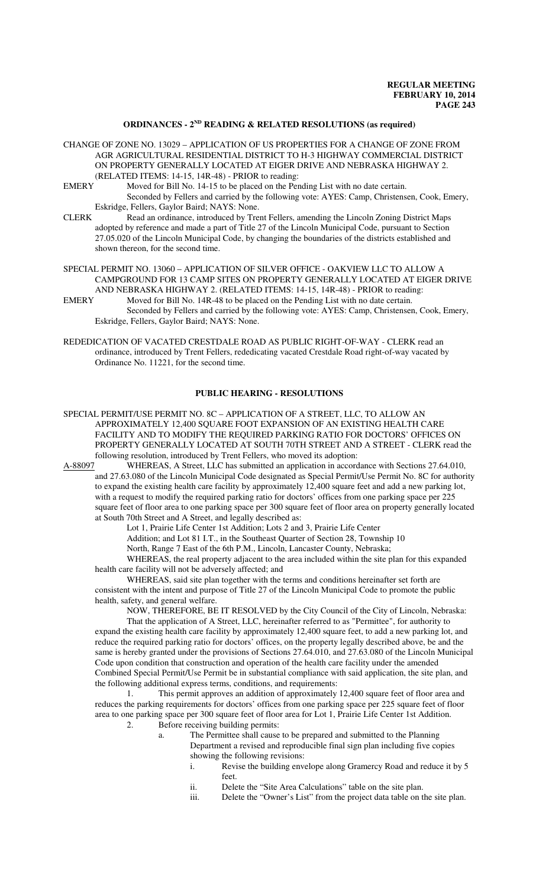## ORDINANCES - 2[ND] READING & RELATED RESOLUTIONS (as required)

CHANGE OF ZONE NO. 13029 – APPLICATION OF US PROPERTIES FOR A CHANGE OF ZONE FROM AGR AGRICULTURAL RESIDENTIAL DISTRICT TO H-3 HIGHWAY COMMERCIAL DISTRICT ON PROPERTY GENERALLY LOCATED AT EIGER DRIVE AND NEBRASKA HIGHWAY 2. (RELATED ITEMS: 14-15, 14R-48) - PRIOR to reading:

EMERY Moved for Bill No. 14-15 to be placed on the Pending List with no date certain.
Seconded by Fellers and carried by the following vote: AYES: Camp, Christensen, Cook, Emery, Eskridge, Fellers, Gaylor Baird; NAYS: None.

CLERK Read an ordinance, introduced by Trent Fellers, amending the Lincoln Zoning District Maps adopted by reference and made a part of Title 27 of the Lincoln Municipal Code, pursuant to Section 27.05.020 of the Lincoln Municipal Code, by changing the boundaries of the districts established and shown thereon, for the second time.

SPECIAL PERMIT NO. 13060 – APPLICATION OF SILVER OFFICE - OAKVIEW LLC TO ALLOW A CAMPGROUND FOR 13 CAMP SITES ON PROPERTY GENERALLY LOCATED AT EIGER DRIVE AND NEBRASKA HIGHWAY 2. (RELATED ITEMS: 14-15, 14R-48) - PRIOR to reading:

EMERY Moved for Bill No. 14R-48 to be placed on the Pending List with no date certain.
Seconded by Fellers and carried by the following vote: AYES: Camp, Christensen, Cook, Emery, Eskridge, Fellers, Gaylor Baird; NAYS: None.

REDEDICATION OF VACATED CRESTDALE ROAD AS PUBLIC RIGHT-OF-WAY - CLERK read an ordinance, introduced by Trent Fellers, rededicating vacated Crestdale Road right-of-way vacated by Ordinance No. 11221, for the second time.

## PUBLIC HEARING - RESOLUTIONS

SPECIAL PERMIT/USE PERMIT NO. 8C – APPLICATION OF A STREET, LLC, TO ALLOW AN APPROXIMATELY 12,400 SQUARE FOOT EXPANSION OF AN EXISTING HEALTH CARE FACILITY AND TO MODIFY THE REQUIRED PARKING RATIO FOR DOCTORS' OFFICES ON PROPERTY GENERALLY LOCATED AT SOUTH 70TH STREET AND A STREET - CLERK read the following resolution, introduced by Trent Fellers, who moved its adoption:

A-88097 WHEREAS, A Street, LLC has submitted an application in accordance with Sections 27.64.010, and 27.63.080 of the Lincoln Municipal Code designated as Special Permit/Use Permit No. 8C for authority to expand the existing health care facility by approximately 12,400 square feet and add a new parking lot, with a request to modify the required parking ratio for doctors' offices from one parking space per 225 square feet of floor area to one parking space per 300 square feet of floor area on property generally located at South 70th Street and A Street, and legally described as:

Lot 1, Prairie Life Center 1st Addition; Lots 2 and 3, Prairie Life Center Addition; and Lot 81 I.T., in the Southeast Quarter of Section 28, Township 10 North, Range 7 East of the 6th P.M., Lincoln, Lancaster County, Nebraska;

WHEREAS, the real property adjacent to the area included within the site plan for this expanded health care facility will not be adversely affected; and

WHEREAS, said site plan together with the terms and conditions hereinafter set forth are consistent with the intent and purpose of Title 27 of the Lincoln Municipal Code to promote the public health, safety, and general welfare.

NOW, THEREFORE, BE IT RESOLVED by the City Council of the City of Lincoln, Nebraska:

That the application of A Street, LLC, hereinafter referred to as "Permittee", for authority to expand the existing health care facility by approximately 12,400 square feet, to add a new parking lot, and reduce the required parking ratio for doctors' offices, on the property legally described above, be and the same is hereby granted under the provisions of Sections 27.64.010, and 27.63.080 of the Lincoln Municipal Code upon condition that construction and operation of the health care facility under the amended Combined Special Permit/Use Permit be in substantial compliance with said application, the site plan, and the following additional express terms, conditions, and requirements:

1. This permit approves an addition of approximately 12,400 square feet of floor area and reduces the parking requirements for doctors' offices from one parking space per 225 square feet of floor area to one parking space per 300 square feet of floor area for Lot 1, Prairie Life Center 1st Addition.
2. Before receiving building permits:
   a. The Permittee shall cause to be prepared and submitted to the Planning Department a revised and reproducible final sign plan including five copies showing the following revisions:
      i. Revise the building envelope along Gramercy Road and reduce it by 5 feet.
      ii. Delete the "Site Area Calculations" table on the site plan.
      iii. Delete the "Owner's List" from the project data table on the site plan.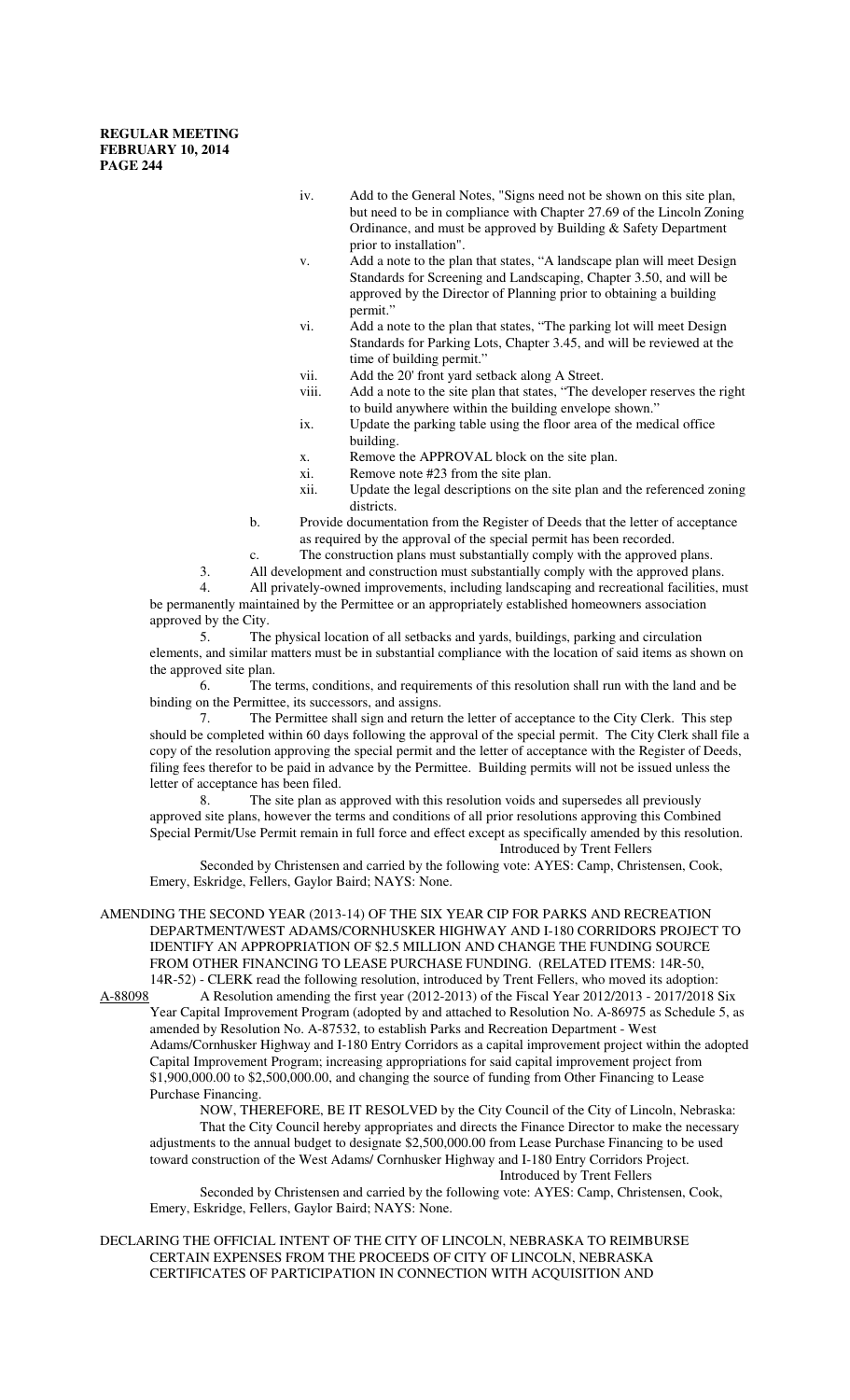iv. Add to the General Notes, "Signs need not be shown on this site plan, but need to be in compliance with Chapter 27.69 of the Lincoln Zoning Ordinance, and must be approved by Building & Safety Department prior to installation".

v. Add a note to the plan that states, "A landscape plan will meet Design Standards for Screening and Landscaping, Chapter 3.50, and will be approved by the Director of Planning prior to obtaining a building permit."

vi. Add a note to the plan that states, "The parking lot will meet Design Standards for Parking Lots, Chapter 3.45, and will be reviewed at the time of building permit."

vii. Add the 20' front yard setback along A Street.

viii. Add a note to the site plan that states, "The developer reserves the right to build anywhere within the building envelope shown."

ix. Update the parking table using the floor area of the medical office building.

x. Remove the APPROVAL block on the site plan.

xi. Remove note #23 from the site plan.

xii. Update the legal descriptions on the site plan and the referenced zoning districts.

b. Provide documentation from the Register of Deeds that the letter of acceptance as required by the approval of the special permit has been recorded.

c. The construction plans must substantially comply with the approved plans.

3. All development and construction must substantially comply with the approved plans.

4. All privately-owned improvements, including landscaping and recreational facilities, must be permanently maintained by the Permittee or an appropriately established homeowners association approved by the City.

5. The physical location of all setbacks and yards, buildings, parking and circulation elements, and similar matters must be in substantial compliance with the location of said items as shown on the approved site plan.

6. The terms, conditions, and requirements of this resolution shall run with the land and be binding on the Permittee, its successors, and assigns.

7. The Permittee shall sign and return the letter of acceptance to the City Clerk. This step should be completed within 60 days following the approval of the special permit. The City Clerk shall file a copy of the resolution approving the special permit and the letter of acceptance with the Register of Deeds, filing fees therefor to be paid in advance by the Permittee. Building permits will not be issued unless the letter of acceptance has been filed.

8. The site plan as approved with this resolution voids and supersedes all previously approved site plans, however the terms and conditions of all prior resolutions approving this Combined Special Permit/Use Permit remain in full force and effect except as specifically amended by this resolution.

Introduced by Trent Fellers

Seconded by Christensen and carried by the following vote: AYES: Camp, Christensen, Cook, Emery, Eskridge, Fellers, Gaylor Baird; NAYS: None.

AMENDING THE SECOND YEAR (2013-14) OF THE SIX YEAR CIP FOR PARKS AND RECREATION DEPARTMENT/WEST ADAMS/CORNHUSKER HIGHWAY AND I-180 CORRIDORS PROJECT TO IDENTIFY AN APPROPRIATION OF $2.5 MILLION AND CHANGE THE FUNDING SOURCE FROM OTHER FINANCING TO LEASE PURCHASE FUNDING. (RELATED ITEMS: 14R-50, 14R-52) - CLERK read the following resolution, introduced by Trent Fellers, who moved its adoption:

A-88098 A Resolution amending the first year (2012-2013) of the Fiscal Year 2012/2013 - 2017/2018 Six Year Capital Improvement Program (adopted by and attached to Resolution No. A-86975 as Schedule 5, as amended by Resolution No. A-87532, to establish Parks and Recreation Department - West Adams/Cornhusker Highway and I-180 Entry Corridors as a capital improvement project within the adopted Capital Improvement Program; increasing appropriations for said capital improvement project from $1,900,000.00 to $2,500,000.00, and changing the source of funding from Other Financing to Lease Purchase Financing.

NOW, THEREFORE, BE IT RESOLVED by the City Council of the City of Lincoln, Nebraska:

That the City Council hereby appropriates and directs the Finance Director to make the necessary adjustments to the annual budget to designate $2,500,000.00 from Lease Purchase Financing to be used toward construction of the West Adams/ Cornhusker Highway and I-180 Entry Corridors Project.

Introduced by Trent Fellers

Seconded by Christensen and carried by the following vote: AYES: Camp, Christensen, Cook, Emery, Eskridge, Fellers, Gaylor Baird; NAYS: None.

DECLARING THE OFFICIAL INTENT OF THE CITY OF LINCOLN, NEBRASKA TO REIMBURSE CERTAIN EXPENSES FROM THE PROCEEDS OF CITY OF LINCOLN, NEBRASKA CERTIFICATES OF PARTICIPATION IN CONNECTION WITH ACQUISITION AND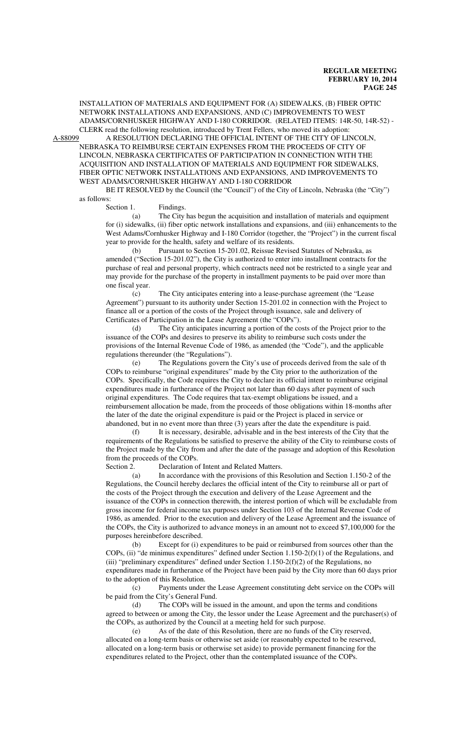INSTALLATION OF MATERIALS AND EQUIPMENT FOR (A) SIDEWALKS, (B) FIBER OPTIC NETWORK INSTALLATIONS AND EXPANSIONS, AND (C) IMPROVEMENTS TO WEST ADAMS/CORNHUSKER HIGHWAY AND I-180 CORRIDOR. (RELATED ITEMS: 14R-50, 14R-52) - CLERK read the following resolution, introduced by Trent Fellers, who moved its adoption:

A-88099 A RESOLUTION DECLARING THE OFFICIAL INTENT OF THE CITY OF LINCOLN, NEBRASKA TO REIMBURSE CERTAIN EXPENSES FROM THE PROCEEDS OF CITY OF LINCOLN, NEBRASKA CERTIFICATES OF PARTICIPATION IN CONNECTION WITH THE ACQUISITION AND INSTALLATION OF MATERIALS AND EQUIPMENT FOR SIDEWALKS, FIBER OPTIC NETWORK INSTALLATIONS AND EXPANSIONS, AND IMPROVEMENTS TO WEST ADAMS/CORNHUSKER HIGHWAY AND I-180 CORRIDOR

BE IT RESOLVED by the Council (the "Council") of the City of Lincoln, Nebraska (the "City") as follows:

Section 1. Findings.

(a) The City has begun the acquisition and installation of materials and equipment for (i) sidewalks, (ii) fiber optic network installations and expansions, and (iii) enhancements to the West Adams/Cornhusker Highway and I-180 Corridor (together, the "Project") in the current fiscal year to provide for the health, safety and welfare of its residents.

(b) Pursuant to Section 15-201.02, Reissue Revised Statutes of Nebraska, as amended ("Section 15-201.02"), the City is authorized to enter into installment contracts for the purchase of real and personal property, which contracts need not be restricted to a single year and may provide for the purchase of the property in installment payments to be paid over more than one fiscal year.

(c) The City anticipates entering into a lease-purchase agreement (the "Lease Agreement") pursuant to its authority under Section 15-201.02 in connection with the Project to finance all or a portion of the costs of the Project through issuance, sale and delivery of Certificates of Participation in the Lease Agreement (the "COPs").

(d) The City anticipates incurring a portion of the costs of the Project prior to the issuance of the COPs and desires to preserve its ability to reimburse such costs under the provisions of the Internal Revenue Code of 1986, as amended (the "Code"), and the applicable regulations thereunder (the "Regulations").

(e) The Regulations govern the City's use of proceeds derived from the sale of th COPs to reimburse "original expenditures" made by the City prior to the authorization of the COPs. Specifically, the Code requires the City to declare its official intent to reimburse original expenditures made in furtherance of the Project not later than 60 days after payment of such original expenditures. The Code requires that tax-exempt obligations be issued, and a reimbursement allocation be made, from the proceeds of those obligations within 18-months after the later of the date the original expenditure is paid or the Project is placed in service or abandoned, but in no event more than three (3) years after the date the expenditure is paid.

(f) It is necessary, desirable, advisable and in the best interests of the City that the requirements of the Regulations be satisfied to preserve the ability of the City to reimburse costs of the Project made by the City from and after the date of the passage and adoption of this Resolution from the proceeds of the COPs.

Section 2. Declaration of Intent and Related Matters.

(a) In accordance with the provisions of this Resolution and Section 1.150-2 of the Regulations, the Council hereby declares the official intent of the City to reimburse all or part of the costs of the Project through the execution and delivery of the Lease Agreement and the issuance of the COPs in connection therewith, the interest portion of which will be excludable from gross income for federal income tax purposes under Section 103 of the Internal Revenue Code of 1986, as amended. Prior to the execution and delivery of the Lease Agreement and the issuance of the COPs, the City is authorized to advance moneys in an amount not to exceed $7,100,000 for the purposes hereinbefore described.

(b) Except for (i) expenditures to be paid or reimbursed from sources other than the COPs, (ii) "de minimus expenditures" defined under Section 1.150-2(f)(1) of the Regulations, and (iii) "preliminary expenditures" defined under Section 1.150-2(f)(2) of the Regulations, no expenditures made in furtherance of the Project have been paid by the City more than 60 days prior to the adoption of this Resolution.

(c) Payments under the Lease Agreement constituting debt service on the COPs will be paid from the City's General Fund.

(d) The COPs will be issued in the amount, and upon the terms and conditions agreed to between or among the City, the lessor under the Lease Agreement and the purchaser(s) of the COPs, as authorized by the Council at a meeting held for such purpose.

(e) As of the date of this Resolution, there are no funds of the City reserved, allocated on a long-term basis or otherwise set aside (or reasonably expected to be reserved, allocated on a long-term basis or otherwise set aside) to provide permanent financing for the expenditures related to the Project, other than the contemplated issuance of the COPs.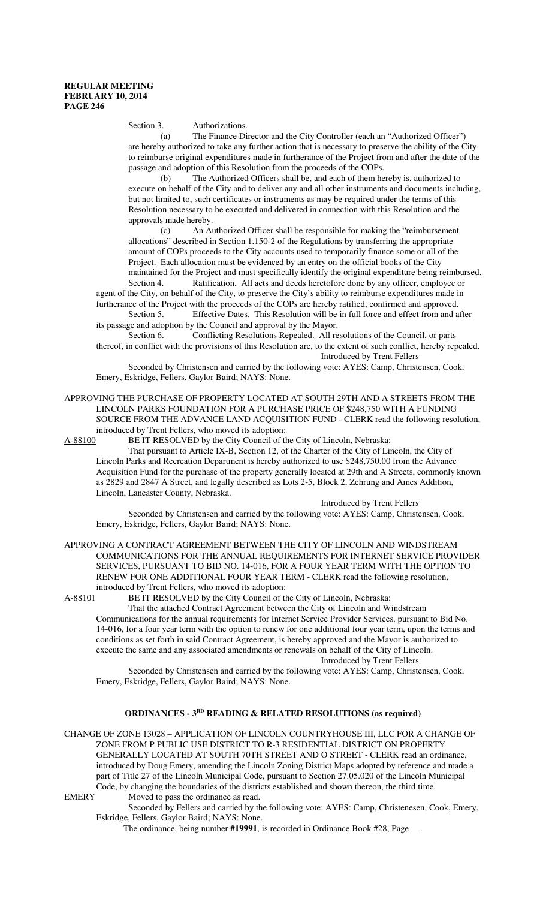Section 3. Authorizations.

(a) The Finance Director and the City Controller (each an "Authorized Officer") are hereby authorized to take any further action that is necessary to preserve the ability of the City to reimburse original expenditures made in furtherance of the Project from and after the date of the passage and adoption of this Resolution from the proceeds of the COPs.

(b) The Authorized Officers shall be, and each of them hereby is, authorized to execute on behalf of the City and to deliver any and all other instruments and documents including, but not limited to, such certificates or instruments as may be required under the terms of this Resolution necessary to be executed and delivered in connection with this Resolution and the approvals made hereby.

(c) An Authorized Officer shall be responsible for making the "reimbursement allocations" described in Section 1.150-2 of the Regulations by transferring the appropriate amount of COPs proceeds to the City accounts used to temporarily finance some or all of the Project. Each allocation must be evidenced by an entry on the official books of the City maintained for the Project and must specifically identify the original expenditure being reimbursed.

Section 4. Ratification. All acts and deeds heretofore done by any officer, employee or agent of the City, on behalf of the City, to preserve the City's ability to reimburse expenditures made in furtherance of the Project with the proceeds of the COPs are hereby ratified, confirmed and approved.

Section 5. Effective Dates. This Resolution will be in full force and effect from and after its passage and adoption by the Council and approval by the Mayor.

Section 6. Conflicting Resolutions Repealed. All resolutions of the Council, or parts thereof, in conflict with the provisions of this Resolution are, to the extent of such conflict, hereby repealed.

Introduced by Trent Fellers

Seconded by Christensen and carried by the following vote: AYES: Camp, Christensen, Cook, Emery, Eskridge, Fellers, Gaylor Baird; NAYS: None.

APPROVING THE PURCHASE OF PROPERTY LOCATED AT SOUTH 29TH AND A STREETS FROM THE LINCOLN PARKS FOUNDATION FOR A PURCHASE PRICE OF $248,750 WITH A FUNDING SOURCE FROM THE ADVANCE LAND ACQUISITION FUND - CLERK read the following resolution, introduced by Trent Fellers, who moved its adoption:

A-88100 BE IT RESOLVED by the City Council of the City of Lincoln, Nebraska:

That pursuant to Article IX-B, Section 12, of the Charter of the City of Lincoln, the City of Lincoln Parks and Recreation Department is hereby authorized to use $248,750.00 from the Advance Acquisition Fund for the purchase of the property generally located at 29th and A Streets, commonly known as 2829 and 2847 A Street, and legally described as Lots 2-5, Block 2, Zehrung and Ames Addition, Lincoln, Lancaster County, Nebraska.

Introduced by Trent Fellers

Seconded by Christensen and carried by the following vote: AYES: Camp, Christensen, Cook, Emery, Eskridge, Fellers, Gaylor Baird; NAYS: None.

APPROVING A CONTRACT AGREEMENT BETWEEN THE CITY OF LINCOLN AND WINDSTREAM COMMUNICATIONS FOR THE ANNUAL REQUIREMENTS FOR INTERNET SERVICE PROVIDER SERVICES, PURSUANT TO BID NO. 14-016, FOR A FOUR YEAR TERM WITH THE OPTION TO RENEW FOR ONE ADDITIONAL FOUR YEAR TERM - CLERK read the following resolution, introduced by Trent Fellers, who moved its adoption:

A-88101 BE IT RESOLVED by the City Council of the City of Lincoln, Nebraska:

That the attached Contract Agreement between the City of Lincoln and Windstream Communications for the annual requirements for Internet Service Provider Services, pursuant to Bid No. 14-016, for a four year term with the option to renew for one additional four year term, upon the terms and conditions as set forth in said Contract Agreement, is hereby approved and the Mayor is authorized to execute the same and any associated amendments or renewals on behalf of the City of Lincoln.

Introduced by Trent Fellers

Seconded by Christensen and carried by the following vote: AYES: Camp, Christensen, Cook, Emery, Eskridge, Fellers, Gaylor Baird; NAYS: None.

## ORDINANCES - 3RD READING & RELATED RESOLUTIONS (as required)

CHANGE OF ZONE 13028 – APPLICATION OF LINCOLN COUNTRYHOUSE III, LLC FOR A CHANGE OF ZONE FROM P PUBLIC USE DISTRICT TO R-3 RESIDENTIAL DISTRICT ON PROPERTY GENERALLY LOCATED AT SOUTH 70TH STREET AND O STREET - CLERK read an ordinance, introduced by Doug Emery, amending the Lincoln Zoning District Maps adopted by reference and made a part of Title 27 of the Lincoln Municipal Code, pursuant to Section 27.05.020 of the Lincoln Municipal Code, by changing the boundaries of the districts established and shown thereon, the third time.

EMERY Moved to pass the ordinance as read.

Seconded by Fellers and carried by the following vote: AYES: Camp, Christenesen, Cook, Emery, Eskridge, Fellers, Gaylor Baird; NAYS: None.

The ordinance, being number **#19991**, is recorded in Ordinance Book #28, Page .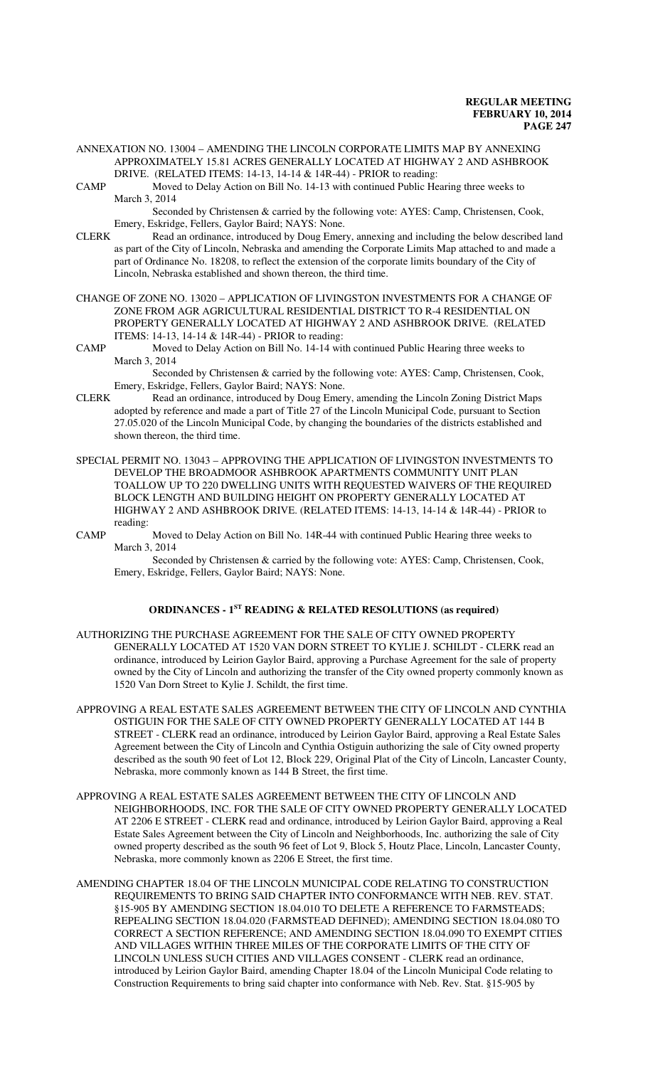ANNEXATION NO. 13004 – AMENDING THE LINCOLN CORPORATE LIMITS MAP BY ANNEXING APPROXIMATELY 15.81 ACRES GENERALLY LOCATED AT HIGHWAY 2 AND ASHBROOK DRIVE. (RELATED ITEMS: 14-13, 14-14 & 14R-44) - PRIOR to reading:

CAMP Moved to Delay Action on Bill No. 14-13 with continued Public Hearing three weeks to March 3, 2014

Seconded by Christensen & carried by the following vote: AYES: Camp, Christensen, Cook, Emery, Eskridge, Fellers, Gaylor Baird; NAYS: None.

CLERK Read an ordinance, introduced by Doug Emery, annexing and including the below described land as part of the City of Lincoln, Nebraska and amending the Corporate Limits Map attached to and made a part of Ordinance No. 18208, to reflect the extension of the corporate limits boundary of the City of Lincoln, Nebraska established and shown thereon, the third time.

CHANGE OF ZONE NO. 13020 – APPLICATION OF LIVINGSTON INVESTMENTS FOR A CHANGE OF ZONE FROM AGR AGRICULTURAL RESIDENTIAL DISTRICT TO R-4 RESIDENTIAL ON PROPERTY GENERALLY LOCATED AT HIGHWAY 2 AND ASHBROOK DRIVE. (RELATED ITEMS: 14-13, 14-14 & 14R-44) - PRIOR to reading:

CAMP Moved to Delay Action on Bill No. 14-14 with continued Public Hearing three weeks to March 3, 2014

Seconded by Christensen & carried by the following vote: AYES: Camp, Christensen, Cook, Emery, Eskridge, Fellers, Gaylor Baird; NAYS: None.

CLERK Read an ordinance, introduced by Doug Emery, amending the Lincoln Zoning District Maps adopted by reference and made a part of Title 27 of the Lincoln Municipal Code, pursuant to Section 27.05.020 of the Lincoln Municipal Code, by changing the boundaries of the districts established and shown thereon, the third time.

SPECIAL PERMIT NO. 13043 – APPROVING THE APPLICATION OF LIVINGSTON INVESTMENTS TO DEVELOP THE BROADMOOR ASHBROOK APARTMENTS COMMUNITY UNIT PLAN TOALLOW UP TO 220 DWELLING UNITS WITH REQUESTED WAIVERS OF THE REQUIRED BLOCK LENGTH AND BUILDING HEIGHT ON PROPERTY GENERALLY LOCATED AT HIGHWAY 2 AND ASHBROOK DRIVE. (RELATED ITEMS: 14-13, 14-14 & 14R-44) - PRIOR to reading:

CAMP Moved to Delay Action on Bill No. 14R-44 with continued Public Hearing three weeks to March 3, 2014

Seconded by Christensen & carried by the following vote: AYES: Camp, Christensen, Cook, Emery, Eskridge, Fellers, Gaylor Baird; NAYS: None.

## ORDINANCES - 1ST READING & RELATED RESOLUTIONS (as required)

AUTHORIZING THE PURCHASE AGREEMENT FOR THE SALE OF CITY OWNED PROPERTY GENERALLY LOCATED AT 1520 VAN DORN STREET TO KYLIE J. SCHILDT - CLERK read an ordinance, introduced by Leirion Gaylor Baird, approving a Purchase Agreement for the sale of property owned by the City of Lincoln and authorizing the transfer of the City owned property commonly known as 1520 Van Dorn Street to Kylie J. Schildt, the first time.

APPROVING A REAL ESTATE SALES AGREEMENT BETWEEN THE CITY OF LINCOLN AND CYNTHIA OSTIGUIN FOR THE SALE OF CITY OWNED PROPERTY GENERALLY LOCATED AT 144 B STREET - CLERK read an ordinance, introduced by Leirion Gaylor Baird, approving a Real Estate Sales Agreement between the City of Lincoln and Cynthia Ostiguin authorizing the sale of City owned property described as the south 90 feet of Lot 12, Block 229, Original Plat of the City of Lincoln, Lancaster County, Nebraska, more commonly known as 144 B Street, the first time.

APPROVING A REAL ESTATE SALES AGREEMENT BETWEEN THE CITY OF LINCOLN AND NEIGHBORHOODS, INC. FOR THE SALE OF CITY OWNED PROPERTY GENERALLY LOCATED AT 2206 E STREET - CLERK read and ordinance, introduced by Leirion Gaylor Baird, approving a Real Estate Sales Agreement between the City of Lincoln and Neighborhoods, Inc. authorizing the sale of City owned property described as the south 96 feet of Lot 9, Block 5, Houtz Place, Lincoln, Lancaster County, Nebraska, more commonly known as 2206 E Street, the first time.

AMENDING CHAPTER 18.04 OF THE LINCOLN MUNICIPAL CODE RELATING TO CONSTRUCTION REQUIREMENTS TO BRING SAID CHAPTER INTO CONFORMANCE WITH NEB. REV. STAT. §15-905 BY AMENDING SECTION 18.04.010 TO DELETE A REFERENCE TO FARMSTEADS; REPEALING SECTION 18.04.020 (FARMSTEAD DEFINED); AMENDING SECTION 18.04.080 TO CORRECT A SECTION REFERENCE; AND AMENDING SECTION 18.04.090 TO EXEMPT CITIES AND VILLAGES WITHIN THREE MILES OF THE CORPORATE LIMITS OF THE CITY OF LINCOLN UNLESS SUCH CITIES AND VILLAGES CONSENT - CLERK read an ordinance, introduced by Leirion Gaylor Baird, amending Chapter 18.04 of the Lincoln Municipal Code relating to Construction Requirements to bring said chapter into conformance with Neb. Rev. Stat. §15-905 by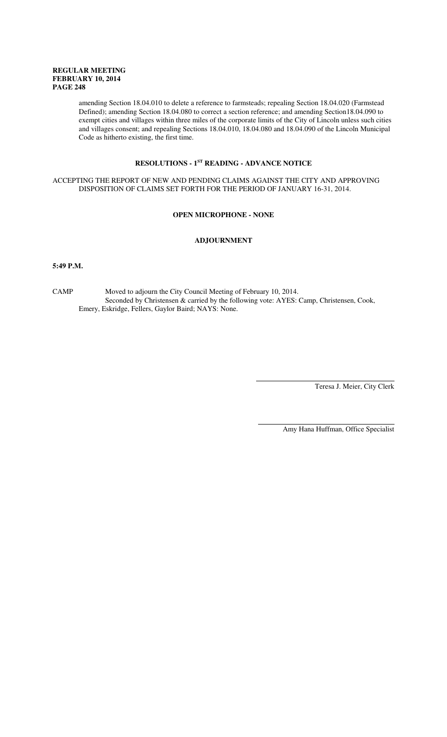amending Section 18.04.010 to delete a reference to farmsteads; repealing Section 18.04.020 (Farmstead Defined); amending Section 18.04.080 to correct a section reference; and amending Section18.04.090 to exempt cities and villages within three miles of the corporate limits of the City of Lincoln unless such cities and villages consent; and repealing Sections 18.04.010, 18.04.080 and 18.04.090 of the Lincoln Municipal Code as hitherto existing, the first time.

## RESOLUTIONS - 1ST READING - ADVANCE NOTICE

ACCEPTING THE REPORT OF NEW AND PENDING CLAIMS AGAINST THE CITY AND APPROVING DISPOSITION OF CLAIMS SET FORTH FOR THE PERIOD OF JANUARY 16-31, 2014.

## OPEN MICROPHONE - NONE

## ADJOURNMENT

**5:49 P.M.**

CAMP Moved to adjourn the City Council Meeting of February 10, 2014.
Seconded by Christensen & carried by the following vote: AYES: Camp, Christensen, Cook, Emery, Eskridge, Fellers, Gaylor Baird; NAYS: None.

Teresa J. Meier, City Clerk

Amy Hana Huffman, Office Specialist